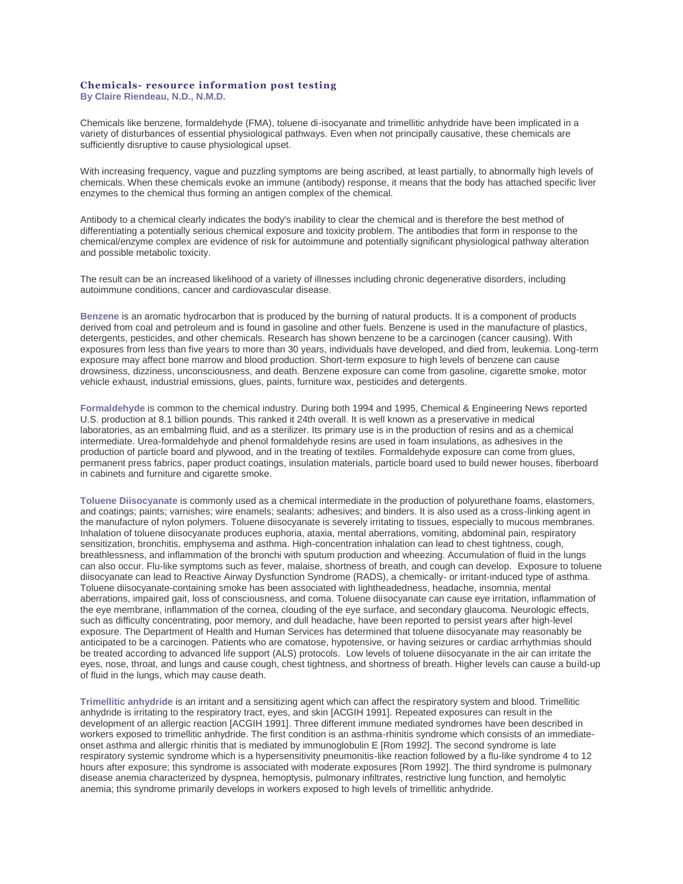**Chemicals- resource information post testing**

**By Claire Riendeau, N.D., N.M.D.**

Chemicals like benzene, formaldehyde (FMA), toluene di-isocyanate and trimellitic anhydride have been implicated in a variety of disturbances of essential physiological pathways. Even when not principally causative, these chemicals are sufficiently disruptive to cause physiological upset.

With increasing frequency, vague and puzzling symptoms are being ascribed, at least partially, to abnormally high levels of chemicals. When these chemicals evoke an immune (antibody) response, it means that the body has attached specific liver enzymes to the chemical thus forming an antigen complex of the chemical.

Antibody to a chemical clearly indicates the body's inability to clear the chemical and is therefore the best method of differentiating a potentially serious chemical exposure and toxicity problem. The antibodies that form in response to the chemical/enzyme complex are evidence of risk for autoimmune and potentially significant physiological pathway alteration and possible metabolic toxicity.

The result can be an increased likelihood of a variety of illnesses including chronic degenerative disorders, including autoimmune conditions, cancer and cardiovascular disease.

**Benzene** is an aromatic hydrocarbon that is produced by the burning of natural products. It is a component of products derived from coal and petroleum and is found in gasoline and other fuels. Benzene is used in the manufacture of plastics, detergents, pesticides, and other chemicals. Research has shown benzene to be a carcinogen (cancer causing). With exposures from less than five years to more than 30 years, individuals have developed, and died from, leukemia. Long-term exposure may affect bone marrow and blood production. Short-term exposure to high levels of benzene can cause drowsiness, dizziness, unconsciousness, and death. Benzene exposure can come from gasoline, cigarette smoke, motor vehicle exhaust, industrial emissions, glues, paints, furniture wax, pesticides and detergents.

**Formaldehyde** is common to the chemical industry. During both 1994 and 1995, Chemical & Engineering News reported U.S. production at 8.1 billion pounds. This ranked it 24th overall. It is well known as a preservative in medical laboratories, as an embalming fluid, and as a sterilizer. Its primary use is in the production of resins and as a chemical intermediate. Urea-formaldehyde and phenol formaldehyde resins are used in foam insulations, as adhesives in the production of particle board and plywood, and in the treating of textiles. Formaldehyde exposure can come from glues, permanent press fabrics, paper product coatings, insulation materials, particle board used to build newer houses, fiberboard in cabinets and furniture and cigarette smoke.

**Toluene Diisocyanate** is commonly used as a chemical intermediate in the production of polyurethane foams, elastomers, and coatings; paints; varnishes; wire enamels; sealants; adhesives; and binders. It is also used as a cross-linking agent in the manufacture of nylon polymers. Toluene diisocyanate is severely irritating to tissues, especially to mucous membranes. Inhalation of toluene diisocyanate produces euphoria, ataxia, mental aberrations, vomiting, abdominal pain, respiratory sensitization, bronchitis, emphysema and asthma. High-concentration inhalation can lead to chest tightness, cough, breathlessness, and inflammation of the bronchi with sputum production and wheezing. Accumulation of fluid in the lungs can also occur. Flu-like symptoms such as fever, malaise, shortness of breath, and cough can develop. Exposure to toluene diisocyanate can lead to Reactive Airway Dysfunction Syndrome (RADS), a chemically- or irritant-induced type of asthma. Toluene diisocyanate-containing smoke has been associated with lightheadedness, headache, insomnia, mental aberrations, impaired gait, loss of consciousness, and coma. Toluene diisocyanate can cause eye irritation, inflammation of the eye membrane, inflammation of the cornea, clouding of the eye surface, and secondary glaucoma. Neurologic effects, such as difficulty concentrating, poor memory, and dull headache, have been reported to persist years after high-level exposure. The Department of Health and Human Services has determined that toluene diisocyanate may reasonably be anticipated to be a carcinogen. Patients who are comatose, hypotensive, or having seizures or cardiac arrhythmias should be treated according to advanced life support (ALS) protocols. Low levels of toluene diisocyanate in the air can irritate the eyes, nose, throat, and lungs and cause cough, chest tightness, and shortness of breath. Higher levels can cause a build-up of fluid in the lungs, which may cause death.

**Trimellitic anhydride** is an irritant and a sensitizing agent which can affect the respiratory system and blood. Trimellitic anhydride is irritating to the respiratory tract, eyes, and skin [ACGIH 1991]. Repeated exposures can result in the development of an allergic reaction [ACGIH 1991]. Three different immune mediated syndromes have been described in workers exposed to trimellitic anhydride. The first condition is an asthma-rhinitis syndrome which consists of an immediate-onset asthma and allergic rhinitis that is mediated by immunoglobulin E [Rom 1992]. The second syndrome is late respiratory systemic syndrome which is a hypersensitivity pneumonitis-like reaction followed by a flu-like syndrome 4 to 12 hours after exposure; this syndrome is associated with moderate exposures [Rom 1992]. The third syndrome is pulmonary disease anemia characterized by dyspnea, hemoptysis, pulmonary infiltrates, restrictive lung function, and hemolytic anemia; this syndrome primarily develops in workers exposed to high levels of trimellitic anhydride.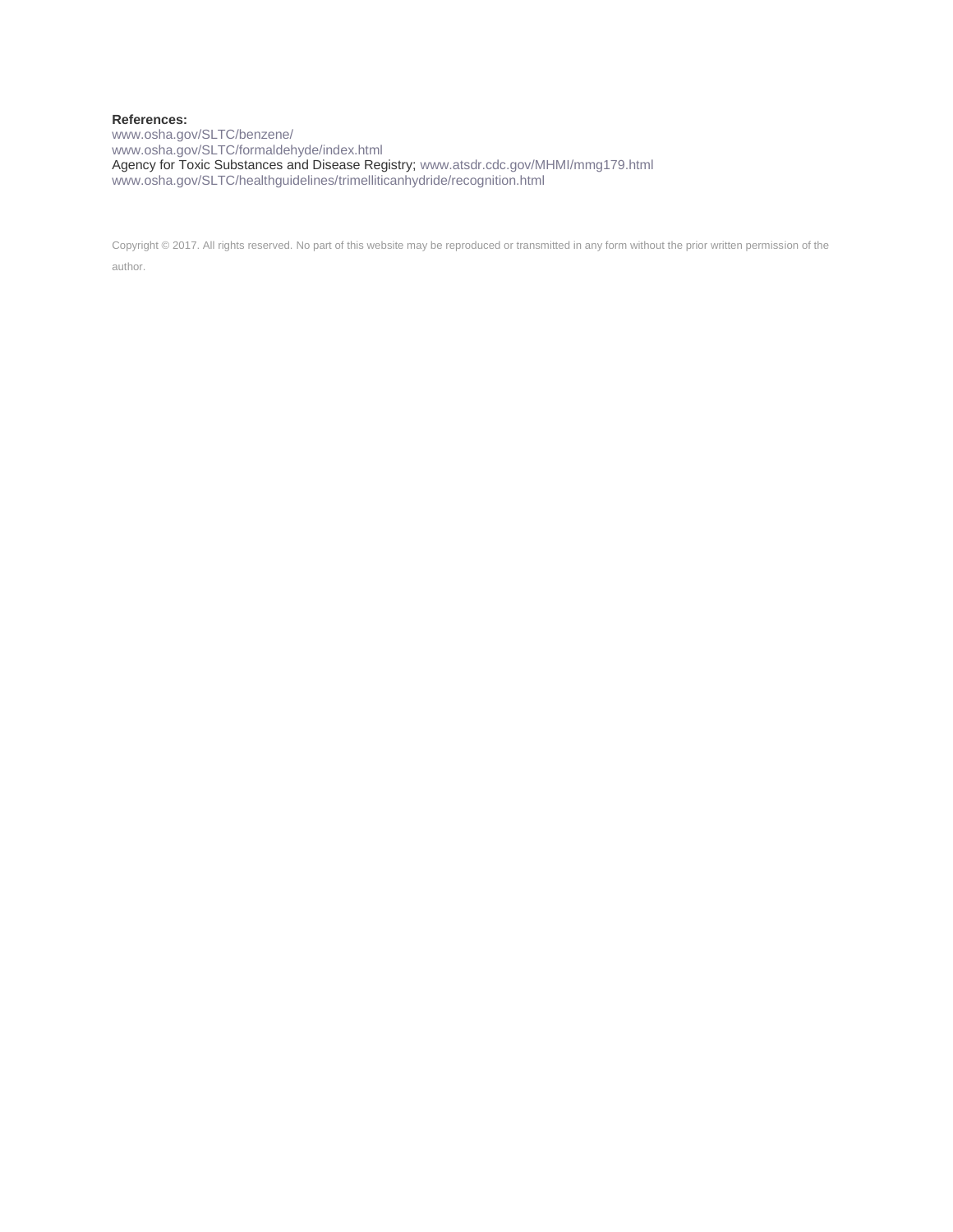**References:**

www.osha.gov/SLTC/benzene/
www.osha.gov/SLTC/formaldehyde/index.html
Agency for Toxic Substances and Disease Registry; www.atsdr.cdc.gov/MHMI/mmg179.html
www.osha.gov/SLTC/healthguidelines/trimelliticanhydride/recognition.html

Copyright © 2017. All rights reserved. No part of this website may be reproduced or transmitted in any form without the prior written permission of the author.